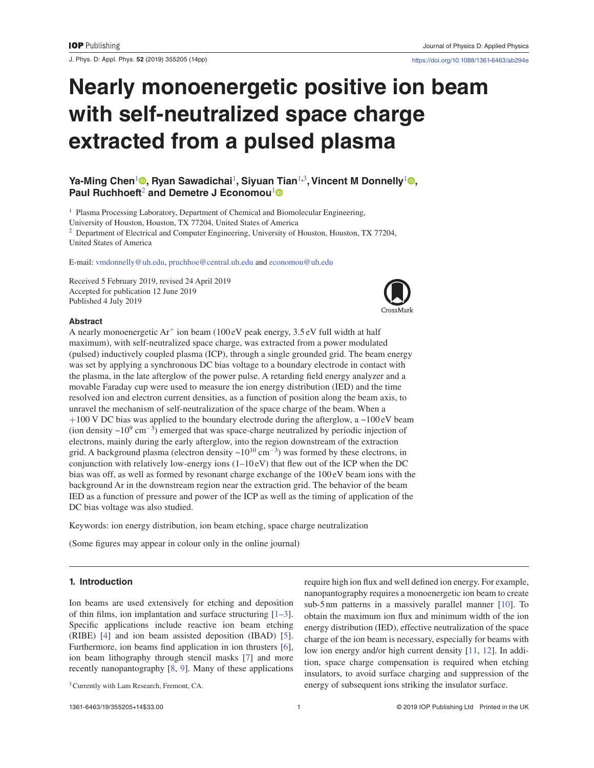# Nearly monoenergetic positive ion beam with self-neutralized space charge extracted from a pulsed plasma

**Ya-Ming Chen**[1], **Ryan Sawadichai**[1], **Siyuan Tian**[1,3], **Vincent M Donnelly**[1], **Paul Ruchhoeft**[2] **and Demetre J Economou**[1]

[1] Plasma Processing Laboratory, Department of Chemical and Biomolecular Engineering, University of Houston, Houston, TX 77204, United States of America

[2] Department of Electrical and Computer Engineering, University of Houston, Houston, TX 77204, United States of America

E-mail: vmdonnelly@uh.edu, pruchhoe@central.uh.edu and economou@uh.edu

Received 5 February 2019, revised 24 April 2019
Accepted for publication 12 June 2019
Published 4 July 2019

## Abstract

A nearly monoenergetic $Ar^+$ ion beam (100 eV peak energy, 3.5 eV full width at half maximum), with self-neutralized space charge, was extracted from a power modulated (pulsed) inductively coupled plasma (ICP), through a single grounded grid. The beam energy was set by applying a synchronous DC bias voltage to a boundary electrode in contact with the plasma, in the late afterglow of the power pulse. A retarding field energy analyzer and a movable Faraday cup were used to measure the ion energy distribution (IED) and the time resolved ion and electron current densities, as a function of position along the beam axis, to unravel the mechanism of self-neutralization of the space charge of the beam. When a +100 V DC bias was applied to the boundary electrode during the afterglow, a ~100 eV beam (ion density ~$10^9$ $cm^{-3}$) emerged that was space-charge neutralized by periodic injection of electrons, mainly during the early afterglow, into the region downstream of the extraction grid. A background plasma (electron density ~$10^{10}$ $cm^{-3}$) was formed by these electrons, in conjunction with relatively low-energy ions (1–10 eV) that flew out of the ICP when the DC bias was off, as well as formed by resonant charge exchange of the 100 eV beam ions with the background Ar in the downstream region near the extraction grid. The behavior of the beam IED as a function of pressure and power of the ICP as well as the timing of application of the DC bias voltage was also studied.

Keywords: ion energy distribution, ion beam etching, space charge neutralization

(Some figures may appear in colour only in the online journal)

## 1. Introduction

Ion beams are used extensively for etching and deposition of thin films, ion implantation and surface structuring [1–3]. Specific applications include reactive ion beam etching (RIBE) [4] and ion beam assisted deposition (IBAD) [5]. Furthermore, ion beams find application in ion thrusters [6], ion beam lithography through stencil masks [7] and more recently nanopantography [8, 9]. Many of these applications require high ion flux and well defined ion energy. For example, nanopantography requires a monoenergetic ion beam to create sub-5 nm patterns in a massively parallel manner [10]. To obtain the maximum ion flux and minimum width of the ion energy distribution (IED), effective neutralization of the space charge of the ion beam is necessary, especially for beams with low ion energy and/or high current density [11, 12]. In addition, space charge compensation is required when etching insulators, to avoid surface charging and suppression of the energy of subsequent ions striking the insulator surface.

[3] Currently with Lam Research, Fremont, CA.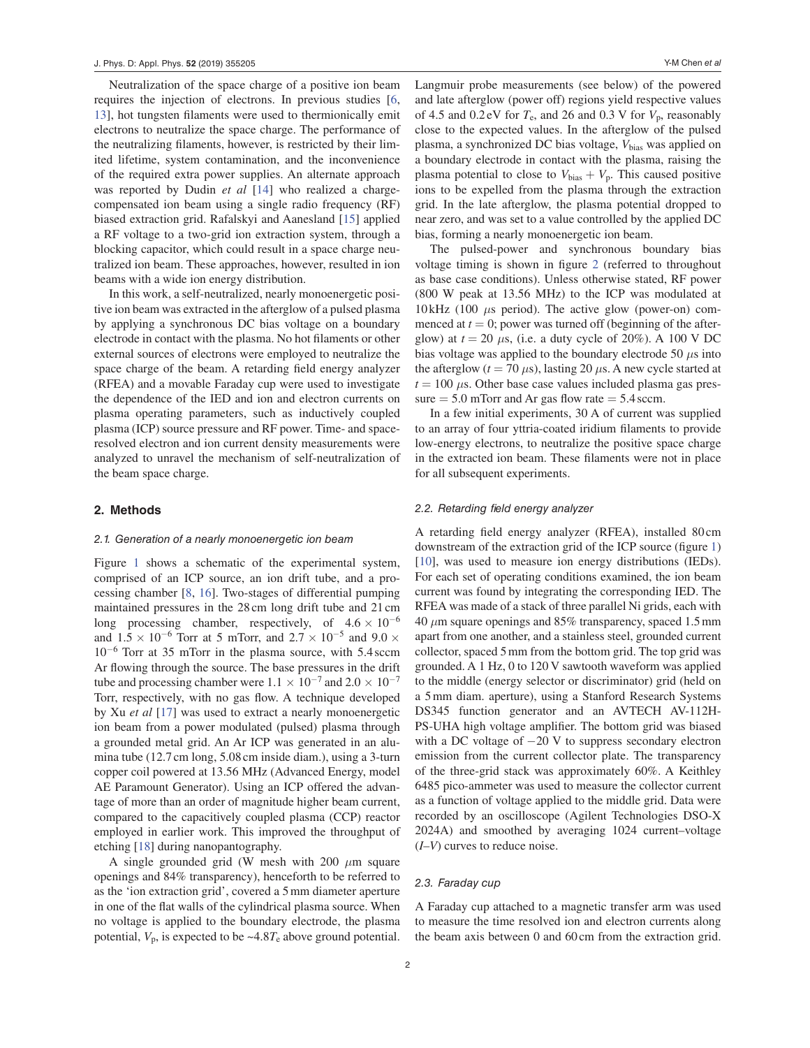Neutralization of the space charge of a positive ion beam requires the injection of electrons. In previous studies [6, 13], hot tungsten filaments were used to thermionically emit electrons to neutralize the space charge. The performance of the neutralizing filaments, however, is restricted by their limited lifetime, system contamination, and the inconvenience of the required extra power supplies. An alternate approach was reported by Dudin *et al* [14] who realized a charge-compensated ion beam using a single radio frequency (RF) biased extraction grid. Rafalskyi and Aanesland [15] applied a RF voltage to a two-grid ion extraction system, through a blocking capacitor, which could result in a space charge neutralized ion beam. These approaches, however, resulted in ion beams with a wide ion energy distribution.

In this work, a self-neutralized, nearly monoenergetic positive ion beam was extracted in the afterglow of a pulsed plasma by applying a synchronous DC bias voltage on a boundary electrode in contact with the plasma. No hot filaments or other external sources of electrons were employed to neutralize the space charge of the beam. A retarding field energy analyzer (RFEA) and a movable Faraday cup were used to investigate the dependence of the IED and ion and electron currents on plasma operating parameters, such as inductively coupled plasma (ICP) source pressure and RF power. Time- and space-resolved electron and ion current density measurements were analyzed to unravel the mechanism of self-neutralization of the beam space charge.

## 2. Methods

### 2.1. Generation of a nearly monoenergetic ion beam

Figure 1 shows a schematic of the experimental system, comprised of an ICP source, an ion drift tube, and a processing chamber [8, 16]. Two-stages of differential pumping maintained pressures in the 28 cm long drift tube and 21 cm long processing chamber, respectively, of $4.6 \times 10^{-6}$ and $1.5 \times 10^{-6}$ Torr at 5 mTorr, and $2.7 \times 10^{-5}$ and $9.0 \times 10^{-6}$ Torr at 35 mTorr in the plasma source, with 5.4 sccm Ar flowing through the source. The base pressures in the drift tube and processing chamber were $1.1 \times 10^{-7}$ and $2.0 \times 10^{-7}$ Torr, respectively, with no gas flow. A technique developed by Xu *et al* [17] was used to extract a nearly monoenergetic ion beam from a power modulated (pulsed) plasma through a grounded metal grid. An Ar ICP was generated in an alumina tube (12.7 cm long, 5.08 cm inside diam.), using a 3-turn copper coil powered at 13.56 MHz (Advanced Energy, model AE Paramount Generator). Using an ICP offered the advantage of more than an order of magnitude higher beam current, compared to the capacitively coupled plasma (CCP) reactor employed in earlier work. This improved the throughput of etching [18] during nanopantography.

A single grounded grid (W mesh with 200 $\mu$m square openings and 84% transparency), henceforth to be referred to as the 'ion extraction grid', covered a 5 mm diameter aperture in one of the flat walls of the cylindrical plasma source. When no voltage is applied to the boundary electrode, the plasma potential, $V_p$, is expected to be ~$4.8T_e$ above ground potential. Langmuir probe measurements (see below) of the powered and late afterglow (power off) regions yield respective values of 4.5 and 0.2 eV for $T_e$, and 26 and 0.3 V for $V_p$, reasonably close to the expected values. In the afterglow of the pulsed plasma, a synchronized DC bias voltage, $V_{bias}$ was applied on a boundary electrode in contact with the plasma, raising the plasma potential to close to $V_{bias} + V_p$. This caused positive ions to be expelled from the plasma through the extraction grid. In the late afterglow, the plasma potential dropped to near zero, and was set to a value controlled by the applied DC bias, forming a nearly monoenergetic ion beam.

The pulsed-power and synchronous boundary bias voltage timing is shown in figure 2 (referred to throughout as base case conditions). Unless otherwise stated, RF power (800 W peak at 13.56 MHz) to the ICP was modulated at 10 kHz (100 $\mu$s period). The active glow (power-on) commenced at $t = 0$; power was turned off (beginning of the afterglow) at $t = 20$ $\mu$s, (i.e. a duty cycle of 20%). A 100 V DC bias voltage was applied to the boundary electrode 50 $\mu$s into the afterglow ($t = 70$ $\mu$s), lasting 20 $\mu$s. A new cycle started at $t = 100$ $\mu$s. Other base case values included plasma gas pressure = 5.0 mTorr and Ar gas flow rate = 5.4 sccm.

In a few initial experiments, 30 A of current was supplied to an array of four yttria-coated iridium filaments to provide low-energy electrons, to neutralize the positive space charge in the extracted ion beam. These filaments were not in place for all subsequent experiments.

### 2.2. Retarding field energy analyzer

A retarding field energy analyzer (RFEA), installed 80 cm downstream of the extraction grid of the ICP source (figure 1) [10], was used to measure ion energy distributions (IEDs). For each set of operating conditions examined, the ion beam current was found by integrating the corresponding IED. The RFEA was made of a stack of three parallel Ni grids, each with 40 $\mu$m square openings and 85% transparency, spaced 1.5 mm apart from one another, and a stainless steel, grounded current collector, spaced 5 mm from the bottom grid. The top grid was grounded. A 1 Hz, 0 to 120 V sawtooth waveform was applied to the middle (energy selector or discriminator) grid (held on a 5 mm diam. aperture), using a Stanford Research Systems DS345 function generator and an AVTECH AV-112H-PS-UHA high voltage amplifier. The bottom grid was biased with a DC voltage of −20 V to suppress secondary electron emission from the current collector plate. The transparency of the three-grid stack was approximately 60%. A Keithley 6485 pico-ammeter was used to measure the collector current as a function of voltage applied to the middle grid. Data were recorded by an oscilloscope (Agilent Technologies DSO-X 2024A) and smoothed by averaging 1024 current–voltage (*I*–*V*) curves to reduce noise.

### 2.3. Faraday cup

A Faraday cup attached to a magnetic transfer arm was used to measure the time resolved ion and electron currents along the beam axis between 0 and 60 cm from the extraction grid.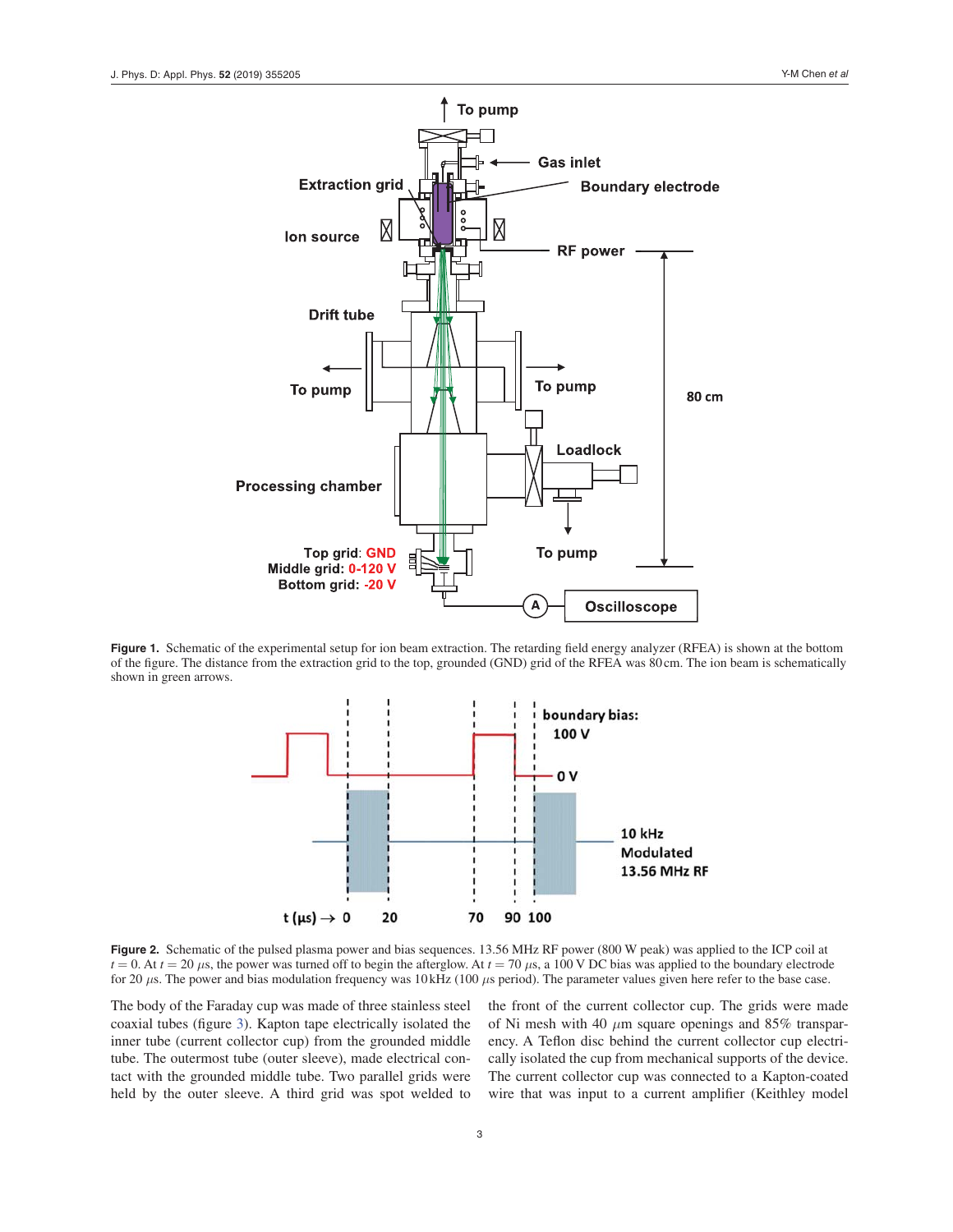**Figure 1.** Schematic of the experimental setup for ion beam extraction. The retarding field energy analyzer (RFEA) is shown at the bottom of the figure. The distance from the extraction grid to the top, grounded (GND) grid of the RFEA was 80 cm. The ion beam is schematically shown in green arrows.

**Figure 2.** Schematic of the pulsed plasma power and bias sequences. 13.56 MHz RF power (800 W peak) was applied to the ICP coil at $t = 0$. At $t = 20$ $\mu$s, the power was turned off to begin the afterglow. At $t = 70$ $\mu$s, a 100 V DC bias was applied to the boundary electrode for 20 $\mu$s. The power and bias modulation frequency was 10 kHz (100 $\mu$s period). The parameter values given here refer to the base case.

The body of the Faraday cup was made of three stainless steel coaxial tubes (figure 3). Kapton tape electrically isolated the inner tube (current collector cup) from the grounded middle tube. The outermost tube (outer sleeve), made electrical contact with the grounded middle tube. Two parallel grids were held by the outer sleeve. A third grid was spot welded to the front of the current collector cup. The grids were made of Ni mesh with 40 $\mu$m square openings and 85% transparency. A Teflon disc behind the current collector cup electrically isolated the cup from mechanical supports of the device. The current collector cup was connected to a Kapton-coated wire that was input to a current amplifier (Keithley model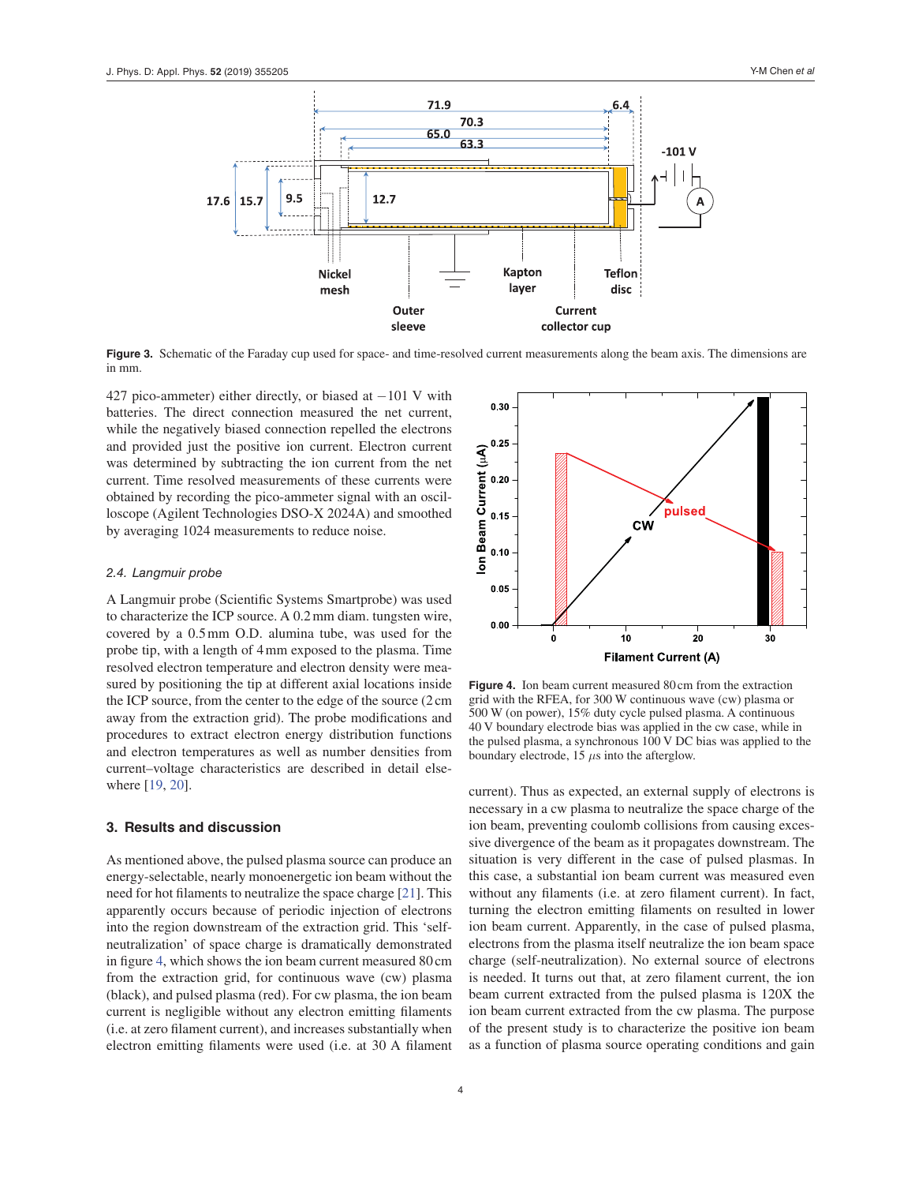Figure 3. Schematic of the Faraday cup used for space- and time-resolved current measurements along the beam axis. The dimensions are in mm.

427 pico-ammeter) either directly, or biased at −101 V with batteries. The direct connection measured the net current, while the negatively biased connection repelled the electrons and provided just the positive ion current. Electron current was determined by subtracting the ion current from the net current. Time resolved measurements of these currents were obtained by recording the pico-ammeter signal with an oscilloscope (Agilent Technologies DSO-X 2024A) and smoothed by averaging 1024 measurements to reduce noise.

### 2.4. Langmuir probe

A Langmuir probe (Scientific Systems Smartprobe) was used to characterize the ICP source. A 0.2 mm diam. tungsten wire, covered by a 0.5 mm O.D. alumina tube, was used for the probe tip, with a length of 4 mm exposed to the plasma. Time resolved electron temperature and electron density were measured by positioning the tip at different axial locations inside the ICP source, from the center to the edge of the source (2 cm away from the extraction grid). The probe modifications and procedures to extract electron energy distribution functions and electron temperatures as well as number densities from current–voltage characteristics are described in detail elsewhere [19, 20].

## 3. Results and discussion

As mentioned above, the pulsed plasma source can produce an energy-selectable, nearly monoenergetic ion beam without the need for hot filaments to neutralize the space charge [21]. This apparently occurs because of periodic injection of electrons into the region downstream of the extraction grid. This 'self-neutralization' of space charge is dramatically demonstrated in figure 4, which shows the ion beam current measured 80 cm from the extraction grid, for continuous wave (cw) plasma (black), and pulsed plasma (red). For cw plasma, the ion beam current is negligible without any electron emitting filaments (i.e. at zero filament current), and increases substantially when electron emitting filaments were used (i.e. at 30 A filament current). Thus as expected, an external supply of electrons is necessary in a cw plasma to neutralize the space charge of the ion beam, preventing coulomb collisions from causing excessive divergence of the beam as it propagates downstream. The situation is very different in the case of pulsed plasmas. In this case, a substantial ion beam current was measured even without any filaments (i.e. at zero filament current). In fact, turning the electron emitting filaments on resulted in lower ion beam current. Apparently, in the case of pulsed plasma, electrons from the plasma itself neutralize the ion beam space charge (self-neutralization). No external source of electrons is needed. It turns out that, at zero filament current, the ion beam current extracted from the pulsed plasma is 120X the ion beam current extracted from the cw plasma. The purpose of the present study is to characterize the positive ion beam as a function of plasma source operating conditions and gain

Figure 4. Ion beam current measured 80 cm from the extraction grid with the RFEA, for 300 W continuous wave (cw) plasma or 500 W (on power), 15% duty cycle pulsed plasma. A continuous 40 V boundary electrode bias was applied in the cw case, while in the pulsed plasma, a synchronous 100 V DC bias was applied to the boundary electrode, 15 $\mu$s into the afterglow.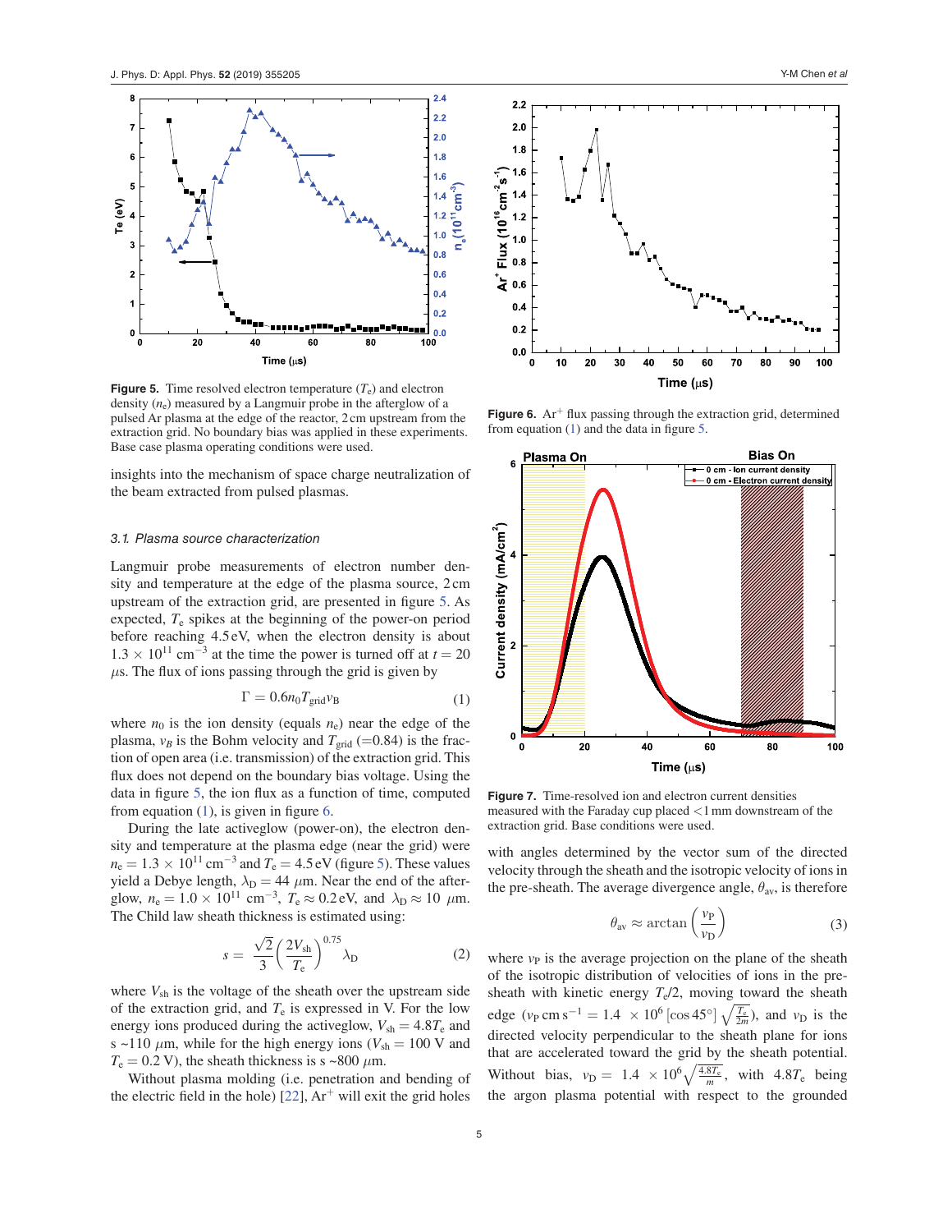Figure 5. Time resolved electron temperature ($T_e$) and electron density ($n_e$) measured by a Langmuir probe in the afterglow of a pulsed Ar plasma at the edge of the reactor, 2 cm upstream from the extraction grid. No boundary bias was applied in these experiments. Base case plasma operating conditions were used.

insights into the mechanism of space charge neutralization of the beam extracted from pulsed plasmas.

### 3.1. Plasma source characterization

Langmuir probe measurements of electron number density and temperature at the edge of the plasma source, 2 cm upstream of the extraction grid, are presented in figure 5. As expected, $T_e$ spikes at the beginning of the power-on period before reaching 4.5 eV, when the electron density is about $1.3 \times 10^{11}$ cm$^{-3}$ at the time the power is turned off at $t = 20$ $\mu$s. The flux of ions passing through the grid is given by

$$\Gamma = 0.6 n_0 T_{\text{grid}} v_{\text{B}} \tag{1}$$

where $n_0$ is the ion density (equals $n_e$) near the edge of the plasma, $v_B$ is the Bohm velocity and $T_{\text{grid}}$ (=0.84) is the fraction of open area (i.e. transmission) of the extraction grid. This flux does not depend on the boundary bias voltage. Using the data in figure 5, the ion flux as a function of time, computed from equation (1), is given in figure 6.

During the late activeglow (power-on), the electron density and temperature at the plasma edge (near the grid) were $n_e = 1.3 \times 10^{11}$ cm$^{-3}$ and $T_e = 4.5$ eV (figure 5). These values yield a Debye length, $\lambda_D = 44$ $\mu$m. Near the end of the afterglow, $n_e = 1.0 \times 10^{11}$ cm$^{-3}$, $T_e \approx 0.2$ eV, and $\lambda_D \approx 10$ $\mu$m. The Child law sheath thickness is estimated using:

$$s = \frac{\sqrt{2}}{3} \left( \frac{2V_{\text{sh}}}{T_e} \right)^{0.75} \lambda_{\text{D}} \tag{2}$$

where $V_{\text{sh}}$ is the voltage of the sheath over the upstream side of the extraction grid, and $T_e$ is expressed in V. For the low energy ions produced during the activeglow, $V_{\text{sh}} = 4.8T_e$ and s ~110 $\mu$m, while for the high energy ions ($V_{\text{sh}} = 100$ V and $T_e = 0.2$ V), the sheath thickness is s ~800 $\mu$m.

Without plasma molding (i.e. penetration and bending of the electric field in the hole) [22], $Ar^+$ will exit the grid holes

Figure 6. $Ar^+$ flux passing through the extraction grid, determined from equation (1) and the data in figure 5.

Figure 7. Time-resolved ion and electron current densities measured with the Faraday cup placed <1 mm downstream of the extraction grid. Base conditions were used.

with angles determined by the vector sum of the directed velocity through the sheath and the isotropic velocity of ions in the pre-sheath. The average divergence angle, $\theta_{\text{av}}$, is therefore

$$\theta_{\text{av}} \approx \arctan \left( \frac{v_{\text{P}}}{v_{\text{D}}} \right) \tag{3}$$

where $v_P$ is the average projection on the plane of the sheath of the isotropic distribution of velocities of ions in the pre-sheath with kinetic energy $T_e/2$, moving toward the sheath edge ($v_P$ cm s$^{-1}$ = $1.4 \times 10^6 [\cos 45°] \sqrt{\frac{T_e}{2m}}$), and $v_D$ is the directed velocity perpendicular to the sheath plane for ions that are accelerated toward the grid by the sheath potential. Without bias, $v_D = 1.4 \times 10^6 \sqrt{\frac{4.8T_e}{m}}$, with $4.8T_e$ being the argon plasma potential with respect to the grounded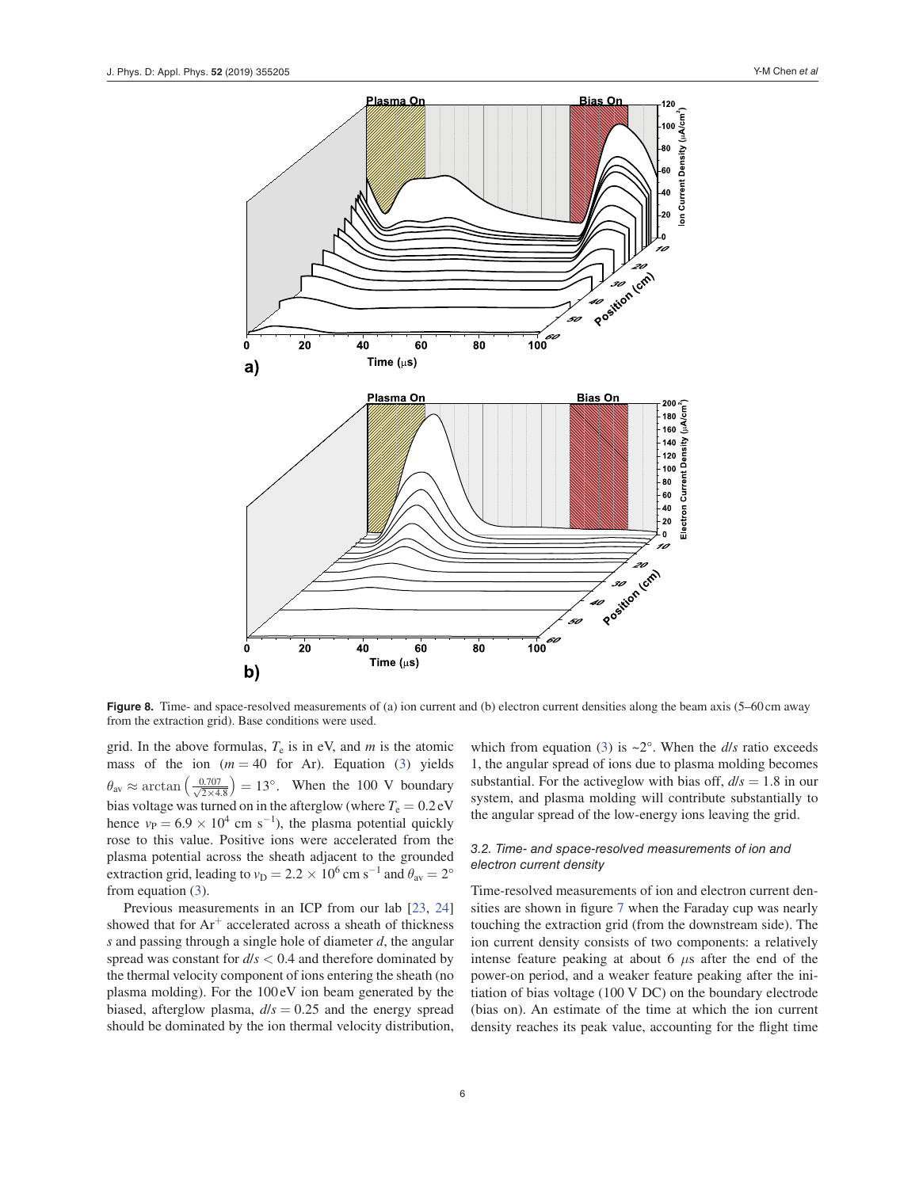**Figure 8.** Time- and space-resolved measurements of (a) ion current and (b) electron current densities along the beam axis (5–60 cm away from the extraction grid). Base conditions were used.

grid. In the above formulas, $T_e$ is in eV, and $m$ is the atomic mass of the ion ($m = 40$ for Ar). Equation (3) yields $\theta_{av} \approx \arctan\left(\frac{0.707}{\sqrt{2\times4.8}}\right) = 13°$. When the 100 V boundary bias voltage was turned on in the afterglow (where $T_e = 0.2$ eV hence $v_P = 6.9 \times 10^4$ cm s$^{-1}$), the plasma potential quickly rose to this value. Positive ions were accelerated from the plasma potential across the sheath adjacent to the grounded extraction grid, leading to $v_D = 2.2 \times 10^6$ cm s$^{-1}$ and $\theta_{av} = 2°$ from equation (3).

Previous measurements in an ICP from our lab [23, 24] showed that for $Ar^+$ accelerated across a sheath of thickness $s$ and passing through a single hole of diameter $d$, the angular spread was constant for $d/s < 0.4$ and therefore dominated by the thermal velocity component of ions entering the sheath (no plasma molding). For the 100 eV ion beam generated by the biased, afterglow plasma, $d/s = 0.25$ and the energy spread should be dominated by the ion thermal velocity distribution, which from equation (3) is ~2°. When the $d/s$ ratio exceeds 1, the angular spread of ions due to plasma molding becomes substantial. For the activeglow with bias off, $d/s = 1.8$ in our system, and plasma molding will contribute substantially to the angular spread of the low-energy ions leaving the grid.

### 3.2. Time- and space-resolved measurements of ion and electron current density

Time-resolved measurements of ion and electron current densities are shown in figure 7 when the Faraday cup was nearly touching the extraction grid (from the downstream side). The ion current density consists of two components: a relatively intense feature peaking at about 6 $\mu$s after the end of the power-on period, and a weaker feature peaking after the initiation of bias voltage (100 V DC) on the boundary electrode (bias on). An estimate of the time at which the ion current density reaches its peak value, accounting for the flight time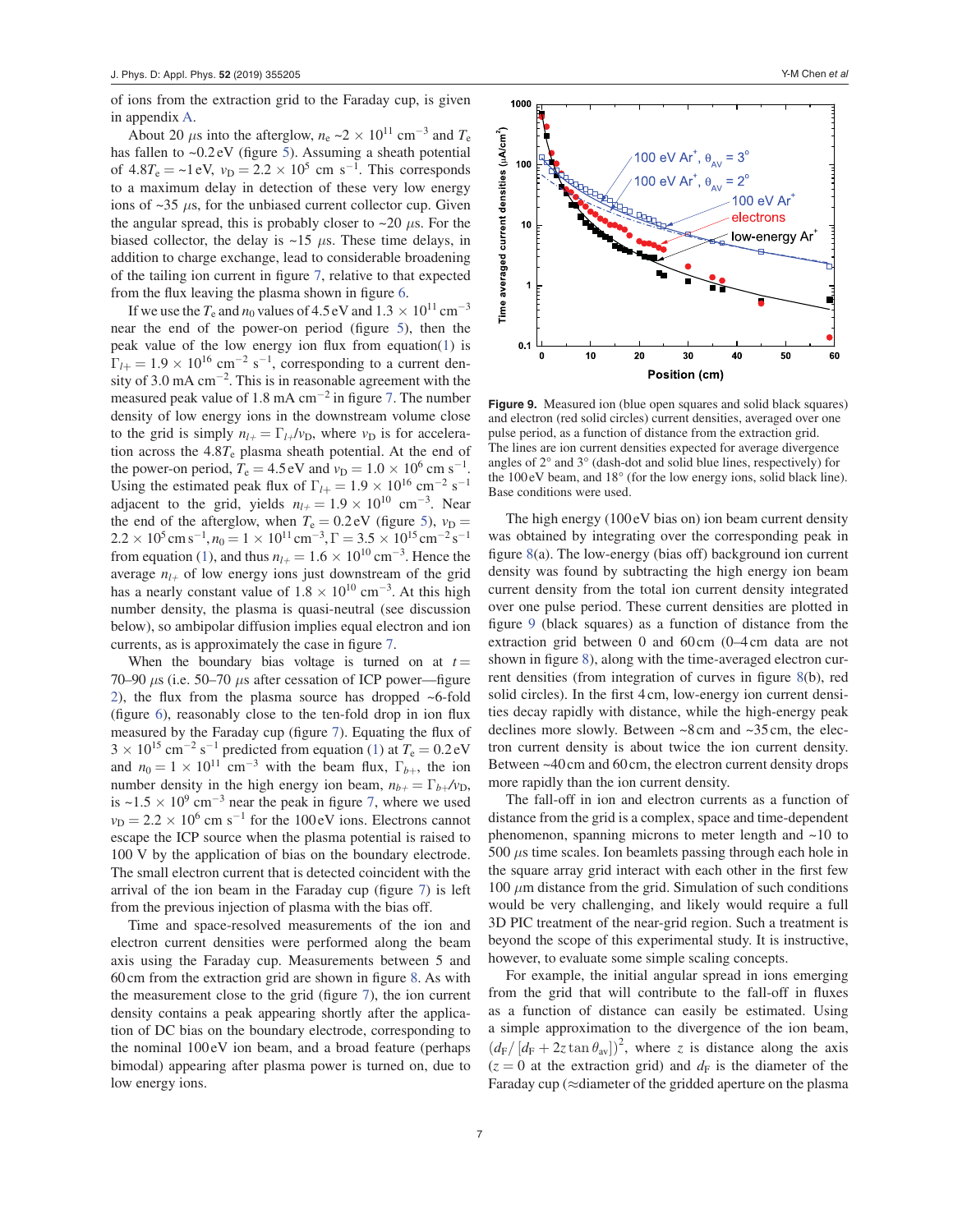of ions from the extraction grid to the Faraday cup, is given in appendix A.

About 20 $\mu$s into the afterglow, $n_e$ ~$2 \times 10^{11}$ cm$^{-3}$ and $T_e$ has fallen to ~0.2 eV (figure 5). Assuming a sheath potential of $4.8T_e$ = ~1 eV, $v_D = 2.2 \times 10^5$ cm s$^{-1}$. This corresponds to a maximum delay in detection of these very low energy ions of ~35 $\mu$s, for the unbiased current collector cup. Given the angular spread, this is probably closer to ~20 $\mu$s. For the biased collector, the delay is ~15 $\mu$s. These time delays, in addition to charge exchange, lead to considerable broadening of the tailing ion current in figure 7, relative to that expected from the flux leaving the plasma shown in figure 6.

If we use the $T_e$ and $n_0$ values of 4.5 eV and $1.3 \times 10^{11}$ cm$^{-3}$ near the end of the power-on period (figure 5), then the peak value of the low energy ion flux from equation (1) is $\Gamma_{l+} = 1.9 \times 10^{16}$ cm$^{-2}$ s$^{-1}$, corresponding to a current density of 3.0 mA cm$^{-2}$. This is in reasonable agreement with the measured peak value of 1.8 mA cm$^{-2}$ in figure 7. The number density of low energy ions in the downstream volume close to the grid is simply $n_{l+} = \Gamma_{l+}/v_D$, where $v_D$ is for acceleration across the $4.8T_e$ plasma sheath potential. At the end of the power-on period, $T_e = 4.5$ eV and $v_D = 1.0 \times 10^6$ cm s$^{-1}$. Using the estimated peak flux of $\Gamma_{l+} = 1.9 \times 10^{16}$ cm$^{-2}$ s$^{-1}$ adjacent to the grid, yields $n_{l+} = 1.9 \times 10^{10}$ cm$^{-3}$. Near the end of the afterglow, when $T_e = 0.2$ eV (figure 5), $v_D = 2.2 \times 10^5$ cm s$^{-1}$, $n_0 = 1 \times 10^{11}$ cm$^{-3}$, $\Gamma = 3.5 \times 10^{15}$ cm$^{-2}$ s$^{-1}$ from equation (1), and thus $n_{l+} = 1.6 \times 10^{10}$ cm$^{-3}$. Hence the average $n_{l+}$ of low energy ions just downstream of the grid has a nearly constant value of $1.8 \times 10^{10}$ cm$^{-3}$. At this high number density, the plasma is quasi-neutral (see discussion below), so ambipolar diffusion implies equal electron and ion currents, as is approximately the case in figure 7.

When the boundary bias voltage is turned on at $t$ = 70–90 $\mu$s (i.e. 50–70 $\mu$s after cessation of ICP power—figure 2), the flux from the plasma source has dropped ~6-fold (figure 6), reasonably close to the ten-fold drop in ion flux measured by the Faraday cup (figure 7). Equating the flux of $3 \times 10^{15}$ cm$^{-2}$ s$^{-1}$ predicted from equation (1) at $T_e = 0.2$ eV and $n_0 = 1 \times 10^{11}$ cm$^{-3}$ with the beam flux, $\Gamma_{b+}$, the ion number density in the high energy ion beam, $n_{b+} = \Gamma_{b+}/v_D$, is ~$1.5 \times 10^9$ cm$^{-3}$ near the peak in figure 7, where we used $v_D = 2.2 \times 10^6$ cm s$^{-1}$ for the 100 eV ions. Electrons cannot escape the ICP source when the plasma potential is raised to 100 V by the application of bias on the boundary electrode. The small electron current that is detected coincident with the arrival of the ion beam in the Faraday cup (figure 7) is left from the previous injection of plasma with the bias off.

Time and space-resolved measurements of the ion and electron current densities were performed along the beam axis using the Faraday cup. Measurements between 5 and 60 cm from the extraction grid are shown in figure 8. As with the measurement close to the grid (figure 7), the ion current density contains a peak appearing shortly after the application of DC bias on the boundary electrode, corresponding to the nominal 100 eV ion beam, and a broad feature (perhaps bimodal) appearing after plasma power is turned on, due to low energy ions.

**Figure 9.** Measured ion (blue open squares and solid black squares) and electron (red solid circles) current densities, averaged over one pulse period, as a function of distance from the extraction grid. The lines are ion current densities expected for average divergence angles of 2° and 3° (dash-dot and solid blue lines, respectively) for the 100 eV beam, and 18° (for the low energy ions, solid black line). Base conditions were used.

The high energy (100 eV bias on) ion beam current density was obtained by integrating over the corresponding peak in figure 8(a). The low-energy (bias off) background ion current density was found by subtracting the high energy ion beam current density from the total ion current density integrated over one pulse period. These current densities are plotted in figure 9 (black squares) as a function of distance from the extraction grid between 0 and 60 cm (0–4 cm data are not shown in figure 8), along with the time-averaged electron current densities (from integration of curves in figure 8(b), red solid circles). In the first 4 cm, low-energy ion current densities decay rapidly with distance, while the high-energy peak declines more slowly. Between ~8 cm and ~35 cm, the electron current density is about twice the ion current density. Between ~40 cm and 60 cm, the electron current density drops more rapidly than the ion current density.

The fall-off in ion and electron currents as a function of distance from the grid is a complex, space and time-dependent phenomenon, spanning microns to meter length and ~10 to 500 $\mu$s time scales. Ion beamlets passing through each hole in the square array grid interact with each other in the first few 100 $\mu$m distance from the grid. Simulation of such conditions would be very challenging, and likely would require a full 3D PIC treatment of the near-grid region. Such a treatment is beyond the scope of this experimental study. It is instructive, however, to evaluate some simple scaling concepts.

For example, the initial angular spread in ions emerging from the grid that will contribute to the fall-off in fluxes as a function of distance can easily be estimated. Using a simple approximation to the divergence of the ion beam, $(d_F/[d_F + 2z\tan\theta_{av}])^2$, where $z$ is distance along the axis ($z = 0$ at the extraction grid) and $d_F$ is the diameter of the Faraday cup (≈diameter of the gridded aperture on the plasma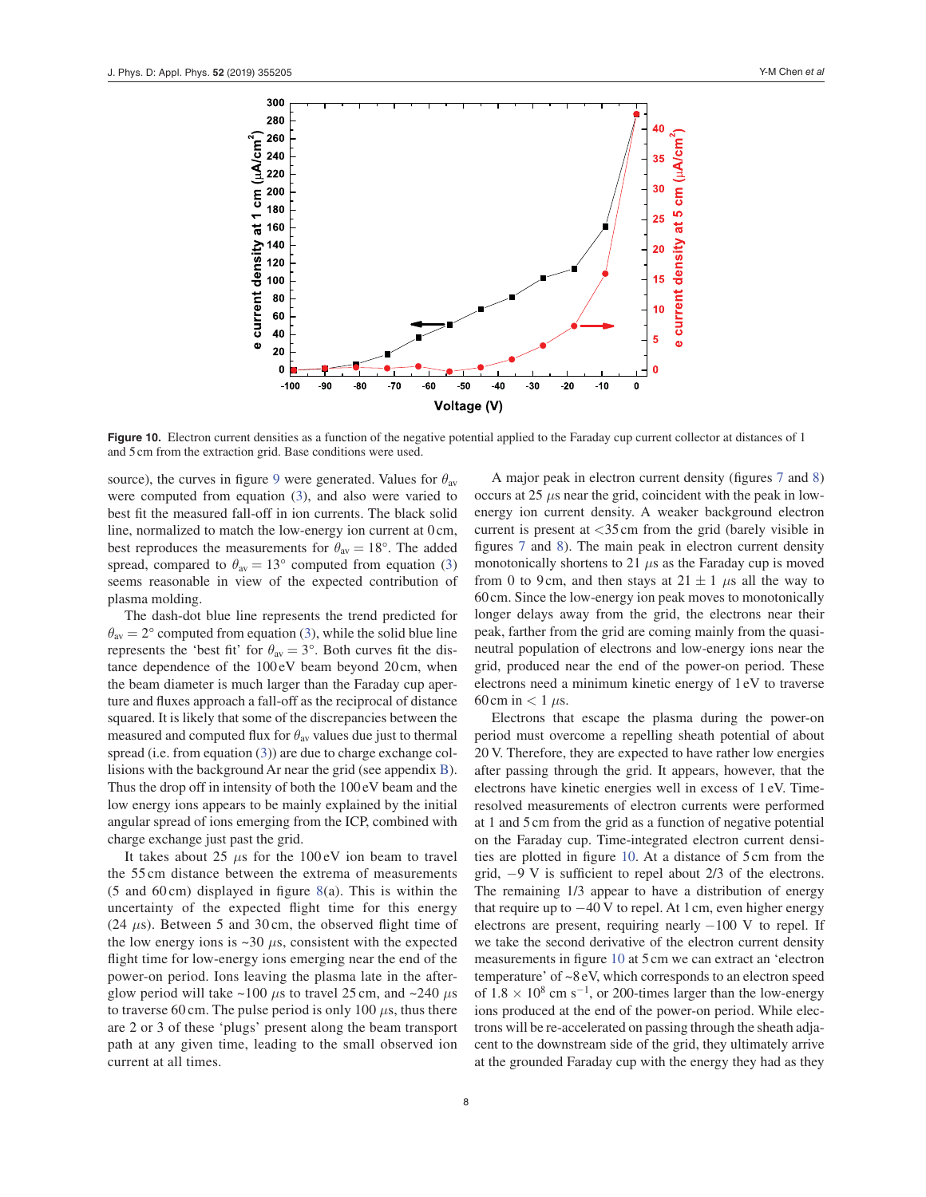Figure 10. Electron current densities as a function of the negative potential applied to the Faraday cup current collector at distances of 1 and 5 cm from the extraction grid. Base conditions were used.

source), the curves in figure 9 were generated. Values for $\theta_{av}$ were computed from equation (3), and also were varied to best fit the measured fall-off in ion currents. The black solid line, normalized to match the low-energy ion current at 0 cm, best reproduces the measurements for $\theta_{av} = 18°$. The added spread, compared to $\theta_{av} = 13°$ computed from equation (3) seems reasonable in view of the expected contribution of plasma molding.

The dash-dot blue line represents the trend predicted for $\theta_{av} = 2°$ computed from equation (3), while the solid blue line represents the 'best fit' for $\theta_{av} = 3°$. Both curves fit the distance dependence of the 100 eV beam beyond 20 cm, when the beam diameter is much larger than the Faraday cup aperture and fluxes approach a fall-off as the reciprocal of distance squared. It is likely that some of the discrepancies between the measured and computed flux for $\theta_{av}$ values due just to thermal spread (i.e. from equation (3)) are due to charge exchange collisions with the background Ar near the grid (see appendix B). Thus the drop off in intensity of both the 100 eV beam and the low energy ions appears to be mainly explained by the initial angular spread of ions emerging from the ICP, combined with charge exchange just past the grid.

It takes about 25 $\mu$s for the 100 eV ion beam to travel the 55 cm distance between the extrema of measurements (5 and 60 cm) displayed in figure 8(a). This is within the uncertainty of the expected flight time for this energy (24 $\mu$s). Between 5 and 30 cm, the observed flight time of the low energy ions is ~30 $\mu$s, consistent with the expected flight time for low-energy ions emerging near the end of the power-on period. Ions leaving the plasma late in the afterglow period will take ~100 $\mu$s to travel 25 cm, and ~240 $\mu$s to traverse 60 cm. The pulse period is only 100 $\mu$s, thus there are 2 or 3 of these 'plugs' present along the beam transport path at any given time, leading to the small observed ion current at all times.

A major peak in electron current density (figures 7 and 8) occurs at 25 $\mu$s near the grid, coincident with the peak in low-energy ion current density. A weaker background electron current is present at <35 cm from the grid (barely visible in figures 7 and 8). The main peak in electron current density monotonically shortens to 21 $\mu$s as the Faraday cup is moved from 0 to 9 cm, and then stays at $21 \pm 1$ $\mu$s all the way to 60 cm. Since the low-energy ion peak moves to monotonically longer delays away from the grid, the electrons near their peak, farther from the grid are coming mainly from the quasi-neutral population of electrons and low-energy ions near the grid, produced near the end of the power-on period. These electrons need a minimum kinetic energy of 1 eV to traverse 60 cm in < 1 $\mu$s.

Electrons that escape the plasma during the power-on period must overcome a repelling sheath potential of about 20 V. Therefore, they are expected to have rather low energies after passing through the grid. It appears, however, that the electrons have kinetic energies well in excess of 1 eV. Time-resolved measurements of electron currents were performed at 1 and 5 cm from the grid as a function of negative potential on the Faraday cup. Time-integrated electron current densities are plotted in figure 10. At a distance of 5 cm from the grid, −9 V is sufficient to repel about 2/3 of the electrons. The remaining 1/3 appear to have a distribution of energy that require up to −40 V to repel. At 1 cm, even higher energy electrons are present, requiring nearly −100 V to repel. If we take the second derivative of the electron current density measurements in figure 10 at 5 cm we can extract an 'electron temperature' of ~8 eV, which corresponds to an electron speed of $1.8 \times 10^8$ cm s$^{-1}$, or 200-times larger than the low-energy ions produced at the end of the power-on period. While electrons will be re-accelerated on passing through the sheath adjacent to the downstream side of the grid, they ultimately arrive at the grounded Faraday cup with the energy they had as they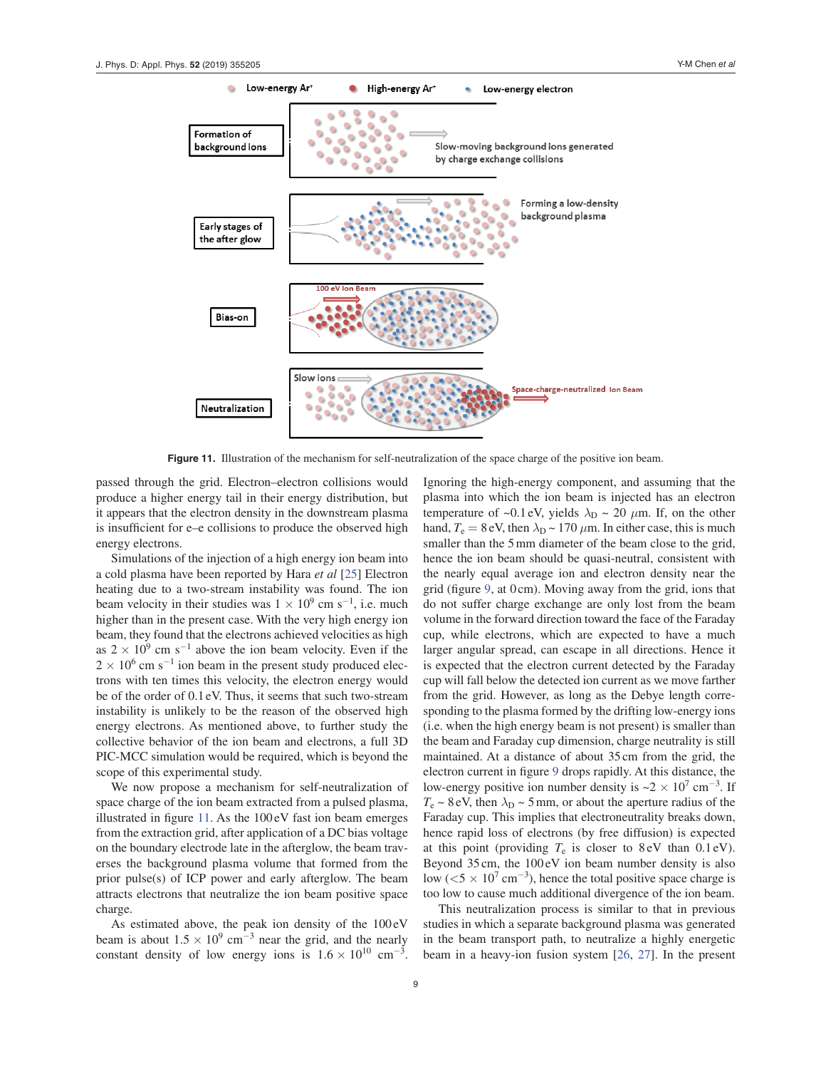Figure 11. Illustration of the mechanism for self-neutralization of the space charge of the positive ion beam.

passed through the grid. Electron–electron collisions would produce a higher energy tail in their energy distribution, but it appears that the electron density in the downstream plasma is insufficient for e–e collisions to produce the observed high energy electrons.

Simulations of the injection of a high energy ion beam into a cold plasma have been reported by Hara *et al* [25] Electron heating due to a two-stream instability was found. The ion beam velocity in their studies was $1 \times 10^9$ cm s$^{-1}$, i.e. much higher than in the present case. With the very high energy ion beam, they found that the electrons achieved velocities as high as $2 \times 10^9$ cm s$^{-1}$ above the ion beam velocity. Even if the $2 \times 10^6$ cm s$^{-1}$ ion beam in the present study produced electrons with ten times this velocity, the electron energy would be of the order of 0.1 eV. Thus, it seems that such two-stream instability is unlikely to be the reason of the observed high energy electrons. As mentioned above, to further study the collective behavior of the ion beam and electrons, a full 3D PIC-MCC simulation would be required, which is beyond the scope of this experimental study.

We now propose a mechanism for self-neutralization of space charge of the ion beam extracted from a pulsed plasma, illustrated in figure 11. As the 100 eV fast ion beam emerges from the extraction grid, after application of a DC bias voltage on the boundary electrode late in the afterglow, the beam traverses the background plasma volume that formed from the prior pulse(s) of ICP power and early afterglow. The beam attracts electrons that neutralize the ion beam positive space charge.

As estimated above, the peak ion density of the 100 eV beam is about $1.5 \times 10^9$ cm$^{-3}$ near the grid, and the nearly constant density of low energy ions is $1.6 \times 10^{10}$ cm$^{-3}$. Ignoring the high-energy component, and assuming that the plasma into which the ion beam is injected has an electron temperature of ~0.1 eV, yields $\lambda_D$ ~ 20 $\mu$m. If, on the other hand, $T_e = 8$ eV, then $\lambda_D$ ~ 170 $\mu$m. In either case, this is much smaller than the 5 mm diameter of the beam close to the grid, hence the ion beam should be quasi-neutral, consistent with the nearly equal average ion and electron density near the grid (figure 9, at 0 cm). Moving away from the grid, ions that do not suffer charge exchange are only lost from the beam volume in the forward direction toward the face of the Faraday cup, while electrons, which are expected to have a much larger angular spread, can escape in all directions. Hence it is expected that the electron current detected by the Faraday cup will fall below the detected ion current as we move farther from the grid. However, as long as the Debye length corresponding to the plasma formed by the drifting low-energy ions (i.e. when the high energy beam is not present) is smaller than the beam and Faraday cup dimension, charge neutrality is still maintained. At a distance of about 35 cm from the grid, the electron current in figure 9 drops rapidly. At this distance, the low-energy positive ion number density is ~$2 \times 10^7$ cm$^{-3}$. If $T_e$ ~ 8 eV, then $\lambda_D$ ~ 5 mm, or about the aperture radius of the Faraday cup. This implies that electroneutrality breaks down, hence rapid loss of electrons (by free diffusion) is expected at this point (providing $T_e$ is closer to 8 eV than 0.1 eV). Beyond 35 cm, the 100 eV ion beam number density is also low ($<5 \times 10^7$ cm$^{-3}$), hence the total positive space charge is too low to cause much additional divergence of the ion beam.

This neutralization process is similar to that in previous studies in which a separate background plasma was generated in the beam transport path, to neutralize a highly energetic beam in a heavy-ion fusion system [26, 27]. In the present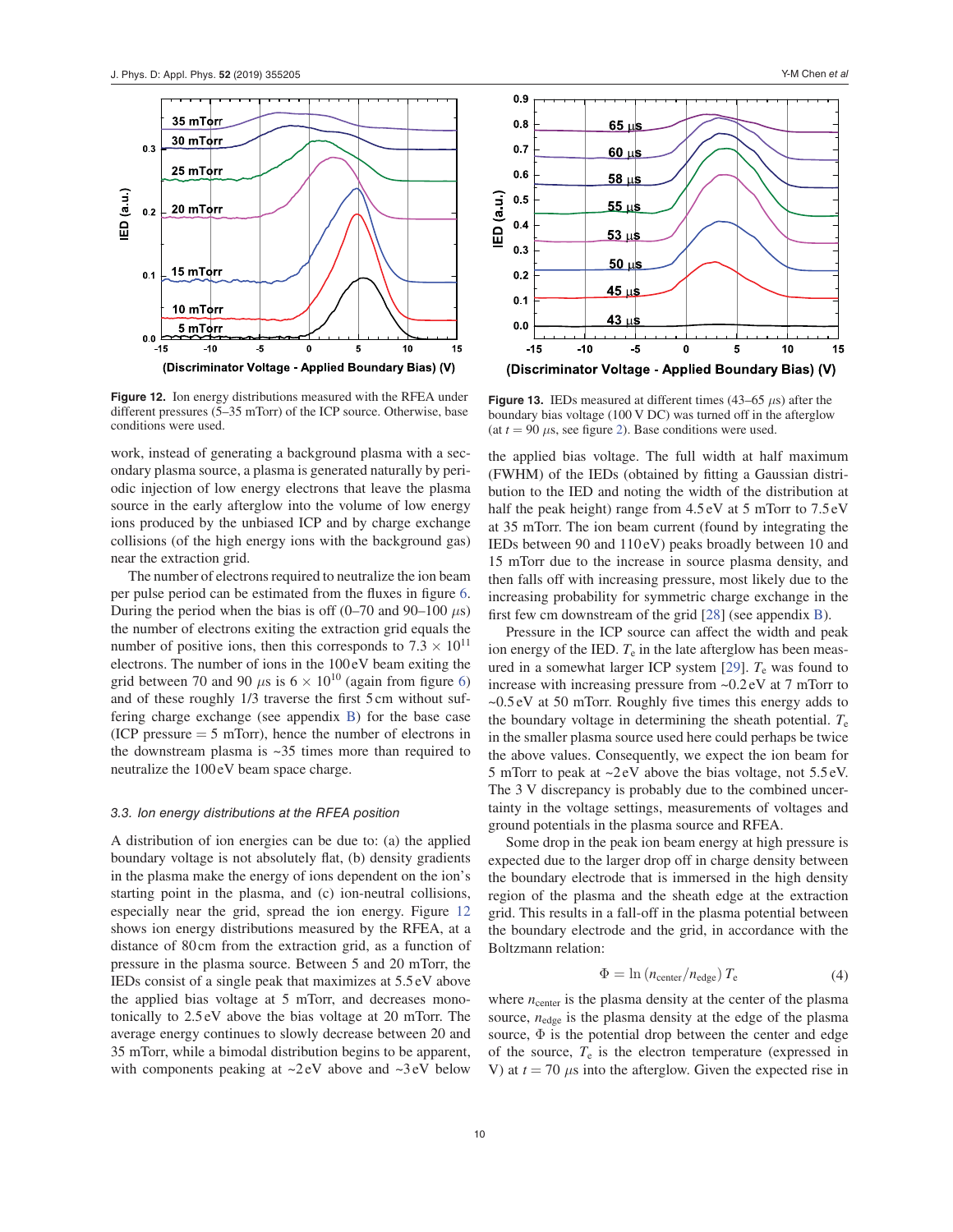Figure 12. Ion energy distributions measured with the RFEA under different pressures (5–35 mTorr) of the ICP source. Otherwise, base conditions were used.

Figure 13. IEDs measured at different times (43–65 $\mu$s) after the boundary bias voltage (100 V DC) was turned off in the afterglow (at $t = 90$ $\mu$s, see figure 2). Base conditions were used.

work, instead of generating a background plasma with a secondary plasma source, a plasma is generated naturally by periodic injection of low energy electrons that leave the plasma source in the early afterglow into the volume of low energy ions produced by the unbiased ICP and by charge exchange collisions (of the high energy ions with the background gas) near the extraction grid.

The number of electrons required to neutralize the ion beam per pulse period can be estimated from the fluxes in figure 6. During the period when the bias is off (0–70 and 90–100 $\mu$s) the number of electrons exiting the extraction grid equals the number of positive ions, then this corresponds to $7.3 \times 10^{11}$ electrons. The number of ions in the 100 eV beam exiting the grid between 70 and 90 $\mu$s is $6 \times 10^{10}$ (again from figure 6) and of these roughly 1/3 traverse the first 5 cm without suffering charge exchange (see appendix B) for the base case (ICP pressure = 5 mTorr), hence the number of electrons in the downstream plasma is ~35 times more than required to neutralize the 100 eV beam space charge.

### 3.3. Ion energy distributions at the RFEA position

A distribution of ion energies can be due to: (a) the applied boundary voltage is not absolutely flat, (b) density gradients in the plasma make the energy of ions dependent on the ion's starting point in the plasma, and (c) ion-neutral collisions, especially near the grid, spread the ion energy. Figure 12 shows ion energy distributions measured by the RFEA, at a distance of 80 cm from the extraction grid, as a function of pressure in the plasma source. Between 5 and 20 mTorr, the IEDs consist of a single peak that maximizes at 5.5 eV above the applied bias voltage at 5 mTorr, and decreases monotonically to 2.5 eV above the bias voltage at 20 mTorr. The average energy continues to slowly decrease between 20 and 35 mTorr, while a bimodal distribution begins to be apparent, with components peaking at ~2 eV above and ~3 eV below the applied bias voltage. The full width at half maximum (FWHM) of the IEDs (obtained by fitting a Gaussian distribution to the IED and noting the width of the distribution at half the peak height) range from 4.5 eV at 5 mTorr to 7.5 eV at 35 mTorr. The ion beam current (found by integrating the IEDs between 90 and 110 eV) peaks broadly between 10 and 15 mTorr due to the increase in source plasma density, and then falls off with increasing pressure, most likely due to the increasing probability for symmetric charge exchange in the first few cm downstream of the grid [28] (see appendix B).

Pressure in the ICP source can affect the width and peak ion energy of the IED. $T_e$ in the late afterglow has been measured in a somewhat larger ICP system [29]. $T_e$ was found to increase with increasing pressure from ~0.2 eV at 7 mTorr to ~0.5 eV at 50 mTorr. Roughly five times this energy adds to the boundary voltage in determining the sheath potential. $T_e$ in the smaller plasma source used here could perhaps be twice the above values. Consequently, we expect the ion beam for 5 mTorr to peak at ~2 eV above the bias voltage, not 5.5 eV. The 3 V discrepancy is probably due to the combined uncertainty in the voltage settings, measurements of voltages and ground potentials in the plasma source and RFEA.

Some drop in the peak ion beam energy at high pressure is expected due to the larger drop off in charge density between the boundary electrode that is immersed in the high density region of the plasma and the sheath edge at the extraction grid. This results in a fall-off in the plasma potential between the boundary electrode and the grid, in accordance with the Boltzmann relation:

$$\Phi = \ln\left(n_{\text{center}}/n_{\text{edge}}\right) T_e \tag{4}$$

where $n_{\text{center}}$ is the plasma density at the center of the plasma source, $n_{\text{edge}}$ is the plasma density at the edge of the plasma source, $\Phi$ is the potential drop between the center and edge of the source, $T_e$ is the electron temperature (expressed in V) at $t = 70$ $\mu$s into the afterglow. Given the expected rise in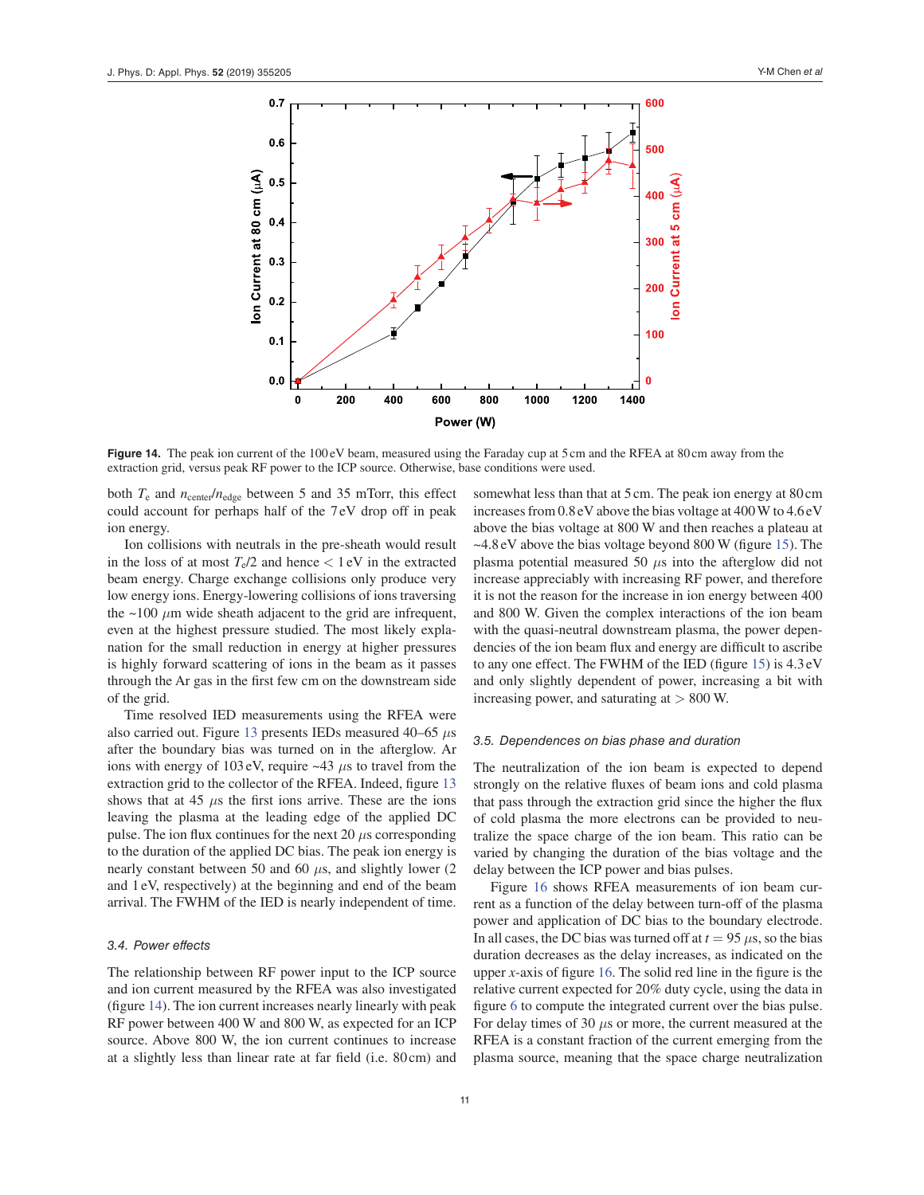**Figure 14.** The peak ion current of the 100 eV beam, measured using the Faraday cup at 5 cm and the RFEA at 80 cm away from the extraction grid, versus peak RF power to the ICP source. Otherwise, base conditions were used.

both $T_e$ and $n_{center}/n_{edge}$ between 5 and 35 mTorr, this effect could account for perhaps half of the 7 eV drop off in peak ion energy.

Ion collisions with neutrals in the pre-sheath would result in the loss of at most $T_e/2$ and hence $< 1$ eV in the extracted beam energy. Charge exchange collisions only produce very low energy ions. Energy-lowering collisions of ions traversing the ~100 $\mu$m wide sheath adjacent to the grid are infrequent, even at the highest pressure studied. The most likely explanation for the small reduction in energy at higher pressures is highly forward scattering of ions in the beam as it passes through the Ar gas in the first few cm on the downstream side of the grid.

Time resolved IED measurements using the RFEA were also carried out. Figure 13 presents IEDs measured 40–65 $\mu$s after the boundary bias was turned on in the afterglow. Ar ions with energy of 103 eV, require ~43 $\mu$s to travel from the extraction grid to the collector of the RFEA. Indeed, figure 13 shows that at 45 $\mu$s the first ions arrive. These are the ions leaving the plasma at the leading edge of the applied DC pulse. The ion flux continues for the next 20 $\mu$s corresponding to the duration of the applied DC bias. The peak ion energy is nearly constant between 50 and 60 $\mu$s, and slightly lower (2 and 1 eV, respectively) at the beginning and end of the beam arrival. The FWHM of the IED is nearly independent of time.

### 3.4. Power effects

The relationship between RF power input to the ICP source and ion current measured by the RFEA was also investigated (figure 14). The ion current increases nearly linearly with peak RF power between 400 W and 800 W, as expected for an ICP source. Above 800 W, the ion current continues to increase at a slightly less than linear rate at far field (i.e. 80 cm) and somewhat less than that at 5 cm. The peak ion energy at 80 cm increases from 0.8 eV above the bias voltage at 400 W to 4.6 eV above the bias voltage at 800 W and then reaches a plateau at ~4.8 eV above the bias voltage beyond 800 W (figure 15). The plasma potential measured 50 $\mu$s into the afterglow did not increase appreciably with increasing RF power, and therefore it is not the reason for the increase in ion energy between 400 and 800 W. Given the complex interactions of the ion beam with the quasi-neutral downstream plasma, the power dependencies of the ion beam flux and energy are difficult to ascribe to any one effect. The FWHM of the IED (figure 15) is 4.3 eV and only slightly dependent of power, increasing a bit with increasing power, and saturating at $> 800$ W.

### 3.5. Dependences on bias phase and duration

The neutralization of the ion beam is expected to depend strongly on the relative fluxes of beam ions and cold plasma that pass through the extraction grid since the higher the flux of cold plasma the more electrons can be provided to neutralize the space charge of the ion beam. This ratio can be varied by changing the duration of the bias voltage and the delay between the ICP power and bias pulses.

Figure 16 shows RFEA measurements of ion beam current as a function of the delay between turn-off of the plasma power and application of DC bias to the boundary electrode. In all cases, the DC bias was turned off at $t = 95$ $\mu$s, so the bias duration decreases as the delay increases, as indicated on the upper $x$-axis of figure 16. The solid red line in the figure is the relative current expected for 20% duty cycle, using the data in figure 6 to compute the integrated current over the bias pulse. For delay times of 30 $\mu$s or more, the current measured at the RFEA is a constant fraction of the current emerging from the plasma source, meaning that the space charge neutralization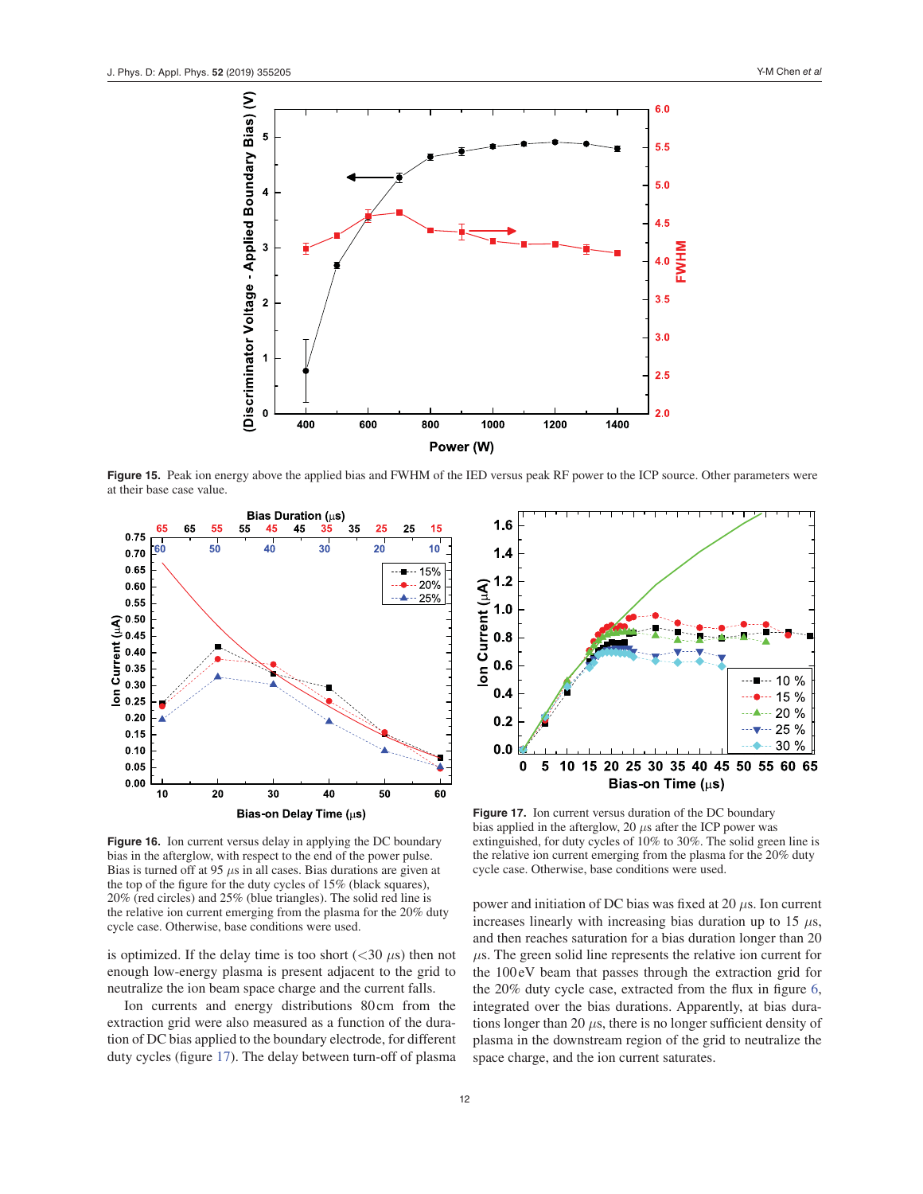**Figure 15.** Peak ion energy above the applied bias and FWHM of the IED versus peak RF power to the ICP source. Other parameters were at their base case value.

**Figure 16.** Ion current versus delay in applying the DC boundary bias in the afterglow, with respect to the end of the power pulse. Bias is turned off at 95 $\mu$s in all cases. Bias durations are given at the top of the figure for the duty cycles of 15% (black squares), 20% (red circles) and 25% (blue triangles). The solid red line is the relative ion current emerging from the plasma for the 20% duty cycle case. Otherwise, base conditions were used.

is optimized. If the delay time is too short (<30 $\mu$s) then not enough low-energy plasma is present adjacent to the grid to neutralize the ion beam space charge and the current falls.

Ion currents and energy distributions 80 cm from the extraction grid were also measured as a function of the duration of DC bias applied to the boundary electrode, for different duty cycles (figure 17). The delay between turn-off of plasma power and initiation of DC bias was fixed at 20 $\mu$s. Ion current increases linearly with increasing bias duration up to 15 $\mu$s, and then reaches saturation for a bias duration longer than 20 $\mu$s. The green solid line represents the relative ion current for the 100 eV beam that passes through the extraction grid for the 20% duty cycle case, extracted from the flux in figure 6, integrated over the bias durations. Apparently, at bias durations longer than 20 $\mu$s, there is no longer sufficient density of plasma in the downstream region of the grid to neutralize the space charge, and the ion current saturates.

**Figure 17.** Ion current versus duration of the DC boundary bias applied in the afterglow, 20 $\mu$s after the ICP power was extinguished, for duty cycles of 10% to 30%. The solid green line is the relative ion current emerging from the plasma for the 20% duty cycle case. Otherwise, base conditions were used.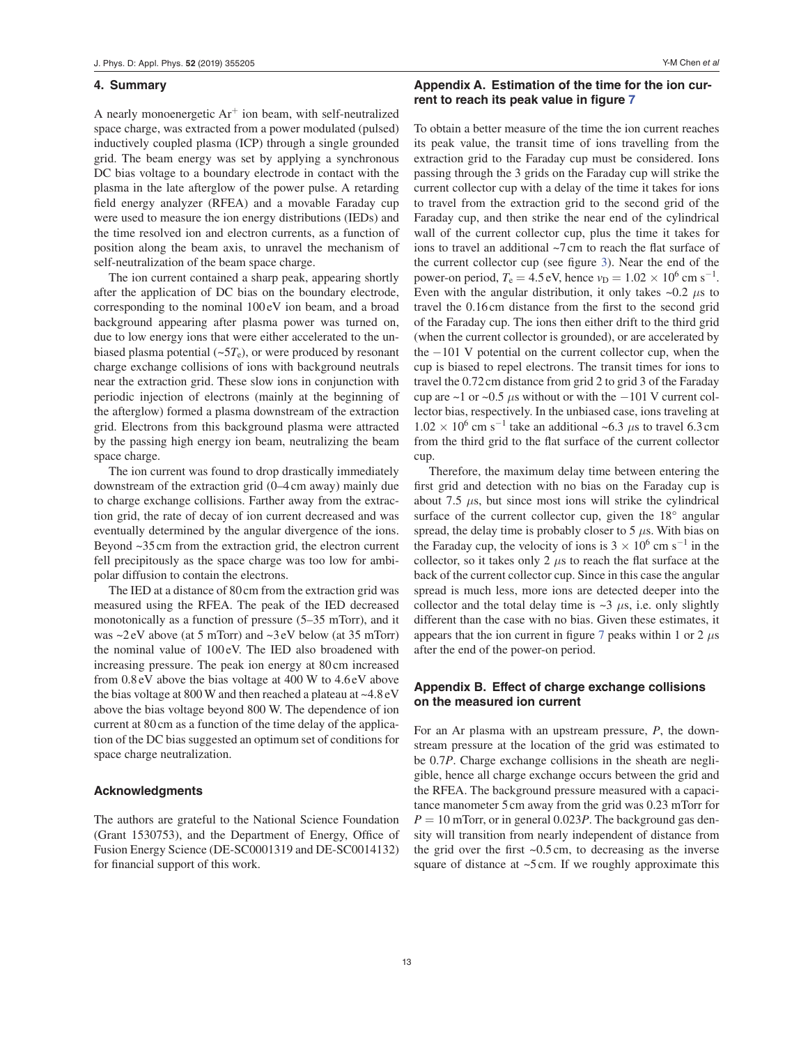## 4. Summary

A nearly monoenergetic $Ar^+$ ion beam, with self-neutralized space charge, was extracted from a power modulated (pulsed) inductively coupled plasma (ICP) through a single grounded grid. The beam energy was set by applying a synchronous DC bias voltage to a boundary electrode in contact with the plasma in the late afterglow of the power pulse. A retarding field energy analyzer (RFEA) and a movable Faraday cup were used to measure the ion energy distributions (IEDs) and the time resolved ion and electron currents, as a function of position along the beam axis, to unravel the mechanism of self-neutralization of the beam space charge.

The ion current contained a sharp peak, appearing shortly after the application of DC bias on the boundary electrode, corresponding to the nominal 100 eV ion beam, and a broad background appearing after plasma power was turned on, due to low energy ions that were either accelerated to the unbiased plasma potential (~$5T_e$), or were produced by resonant charge exchange collisions of ions with background neutrals near the extraction grid. These slow ions in conjunction with periodic injection of electrons (mainly at the beginning of the afterglow) formed a plasma downstream of the extraction grid. Electrons from this background plasma were attracted by the passing high energy ion beam, neutralizing the beam space charge.

The ion current was found to drop drastically immediately downstream of the extraction grid (0–4 cm away) mainly due to charge exchange collisions. Farther away from the extraction grid, the rate of decay of ion current decreased and was eventually determined by the angular divergence of the ions. Beyond ~35 cm from the extraction grid, the electron current fell precipitously as the space charge was too low for ambipolar diffusion to contain the electrons.

The IED at a distance of 80 cm from the extraction grid was measured using the RFEA. The peak of the IED decreased monotonically as a function of pressure (5–35 mTorr), and it was ~2 eV above (at 5 mTorr) and ~3 eV below (at 35 mTorr) the nominal value of 100 eV. The IED also broadened with increasing pressure. The peak ion energy at 80 cm increased from 0.8 eV above the bias voltage at 400 W to 4.6 eV above the bias voltage at 800 W and then reached a plateau at ~4.8 eV above the bias voltage beyond 800 W. The dependence of ion current at 80 cm as a function of the time delay of the application of the DC bias suggested an optimum set of conditions for space charge neutralization.

## Acknowledgments

The authors are grateful to the National Science Foundation (Grant 1530753), and the Department of Energy, Office of Fusion Energy Science (DE-SC0001319 and DE-SC0014132) for financial support of this work.

## Appendix A. Estimation of the time for the ion current to reach its peak value in figure 7

To obtain a better measure of the time the ion current reaches its peak value, the transit time of ions travelling from the extraction grid to the Faraday cup must be considered. Ions passing through the 3 grids on the Faraday cup will strike the current collector cup with a delay of the time it takes for ions to travel from the extraction grid to the second grid of the Faraday cup, and then strike the near end of the cylindrical wall of the current collector cup, plus the time it takes for ions to travel an additional ~7 cm to reach the flat surface of the current collector cup (see figure 3). Near the end of the power-on period, $T_e = 4.5$ eV, hence $v_D = 1.02 \times 10^6$ cm s$^{-1}$. Even with the angular distribution, it only takes ~0.2 $\mu$s to travel the 0.16 cm distance from the first to the second grid of the Faraday cup. The ions then either drift to the third grid (when the current collector is grounded), or are accelerated by the $-101$ V potential on the current collector cup, when the cup is biased to repel electrons. The transit times for ions to travel the 0.72 cm distance from grid 2 to grid 3 of the Faraday cup are ~1 or ~0.5 $\mu$s without or with the $-101$ V current collector bias, respectively. In the unbiased case, ions traveling at $1.02 \times 10^6$ cm s$^{-1}$ take an additional ~6.3 $\mu$s to travel 6.3 cm from the third grid to the flat surface of the current collector cup.

Therefore, the maximum delay time between entering the first grid and detection with no bias on the Faraday cup is about 7.5 $\mu$s, but since most ions will strike the cylindrical surface of the current collector cup, given the 18° angular spread, the delay time is probably closer to 5 $\mu$s. With bias on the Faraday cup, the velocity of ions is $3 \times 10^6$ cm s$^{-1}$ in the collector, so it takes only 2 $\mu$s to reach the flat surface at the back of the current collector cup. Since in this case the angular spread is much less, more ions are detected deeper into the collector and the total delay time is ~3 $\mu$s, i.e. only slightly different than the case with no bias. Given these estimates, it appears that the ion current in figure 7 peaks within 1 or 2 $\mu$s after the end of the power-on period.

## Appendix B. Effect of charge exchange collisions on the measured ion current

For an Ar plasma with an upstream pressure, $P$, the downstream pressure at the location of the grid was estimated to be $0.7P$. Charge exchange collisions in the sheath are negligible, hence all charge exchange occurs between the grid and the RFEA. The background pressure measured with a capacitance manometer 5 cm away from the grid was 0.23 mTorr for $P = 10$ mTorr, or in general $0.023P$. The background gas density will transition from nearly independent of distance from the grid over the first ~0.5 cm, to decreasing as the inverse square of distance at ~5 cm. If we roughly approximate this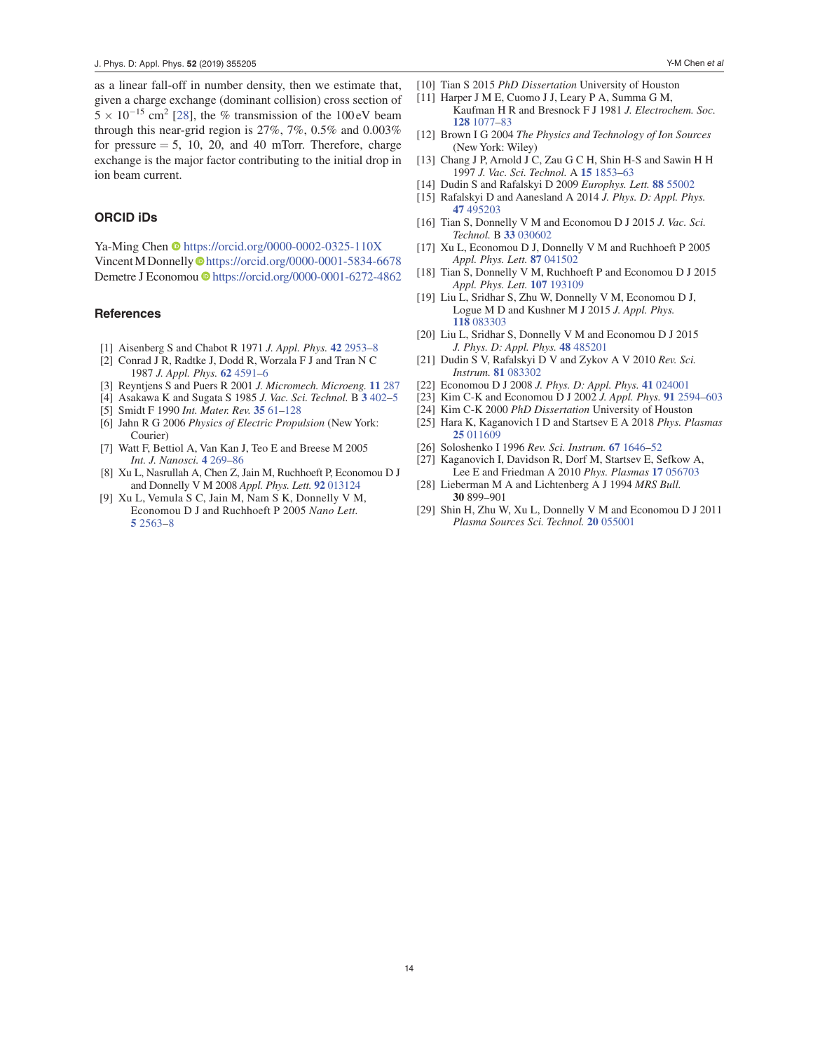as a linear fall-off in number density, then we estimate that, given a charge exchange (dominant collision) cross section of $5 \times 10^{-15}$ cm$^2$ [28], the % transmission of the 100 eV beam through this near-grid region is 27%, 7%, 0.5% and 0.003% for pressure = 5, 10, 20, and 40 mTorr. Therefore, charge exchange is the major factor contributing to the initial drop in ion beam current.

## ORCID iDs

Ya-Ming Chen https://orcid.org/0000-0002-0325-110X
Vincent M Donnelly https://orcid.org/0000-0001-5834-6678
Demetre J Economou https://orcid.org/0000-0001-6272-4862

## References

[1] Aisenberg S and Chabot R 1971 *J. Appl. Phys.* **42** 2953–8
[2] Conrad J R, Radtke J, Dodd R, Worzala F J and Tran N C 1987 *J. Appl. Phys.* **62** 4591–6
[3] Reyntjens S and Puers R 2001 *J. Micromech. Microeng.* **11** 287
[4] Asakawa K and Sugata S 1985 *J. Vac. Sci. Technol.* B **3** 402–5
[5] Smidt F 1990 *Int. Mater. Rev.* **35** 61–128
[6] Jahn R G 2006 *Physics of Electric Propulsion* (New York: Courier)
[7] Watt F, Bettiol A, Van Kan J, Teo E and Breese M 2005 *Int. J. Nanosci.* **4** 269–86
[8] Xu L, Nasrullah A, Chen Z, Jain M, Ruchhoeft P, Economou D J and Donnelly V M 2008 *Appl. Phys. Lett.* **92** 013124
[9] Xu L, Vemula S C, Jain M, Nam S K, Donnelly V M, Economou D J and Ruchhoeft P 2005 *Nano Lett.* **5** 2563–8
[10] Tian S 2015 *PhD Dissertation* University of Houston
[11] Harper J M E, Cuomo J J, Leary P A, Summa G M, Kaufman H R and Bresnock F J 1981 *J. Electrochem. Soc.* **128** 1077–83
[12] Brown I G 2004 *The Physics and Technology of Ion Sources* (New York: Wiley)
[13] Chang J P, Arnold J C, Zau G C H, Shin H-S and Sawin H H 1997 *J. Vac. Sci. Technol.* A **15** 1853–63
[14] Dudin S and Rafalskyi D 2009 *Europhys. Lett.* **88** 55002
[15] Rafalskyi D and Aanesland A 2014 *J. Phys. D: Appl. Phys.* **47** 495203
[16] Tian S, Donnelly V M and Economou D J 2015 *J. Vac. Sci. Technol.* B **33** 030602
[17] Xu L, Economou D J, Donnelly V M and Ruchhoeft P 2005 *Appl. Phys. Lett.* **87** 041502
[18] Tian S, Donnelly V M, Ruchhoeft P and Economou D J 2015 *Appl. Phys. Lett.* **107** 193109
[19] Liu L, Sridhar S, Zhu W, Donnelly V M, Economou D J, Logue M D and Kushner M J 2015 *J. Appl. Phys.* **118** 083303
[20] Liu L, Sridhar S, Donnelly V M and Economou D J 2015 *J. Phys. D: Appl. Phys.* **48** 485201
[21] Dudin S V, Rafalskyi D V and Zykov A V 2010 *Rev. Sci. Instrum.* **81** 083302
[22] Economou D J 2008 *J. Phys. D: Appl. Phys.* **41** 024001
[23] Kim C-K and Economou D J 2002 *J. Appl. Phys.* **91** 2594–603
[24] Kim C-K 2000 *PhD Dissertation* University of Houston
[25] Hara K, Kaganovich I D and Startsev E A 2018 *Phys. Plasmas* **25** 011609
[26] Soloshenko I 1996 *Rev. Sci. Instrum.* **67** 1646–52
[27] Kaganovich I, Davidson R, Dorf M, Startsev E, Sefkow A, Lee E and Friedman A 2010 *Phys. Plasmas* **17** 056703
[28] Lieberman M A and Lichtenberg A J 1994 *MRS Bull.* **30** 899–901
[29] Shin H, Zhu W, Xu L, Donnelly V M and Economou D J 2011 *Plasma Sources Sci. Technol.* **20** 055001